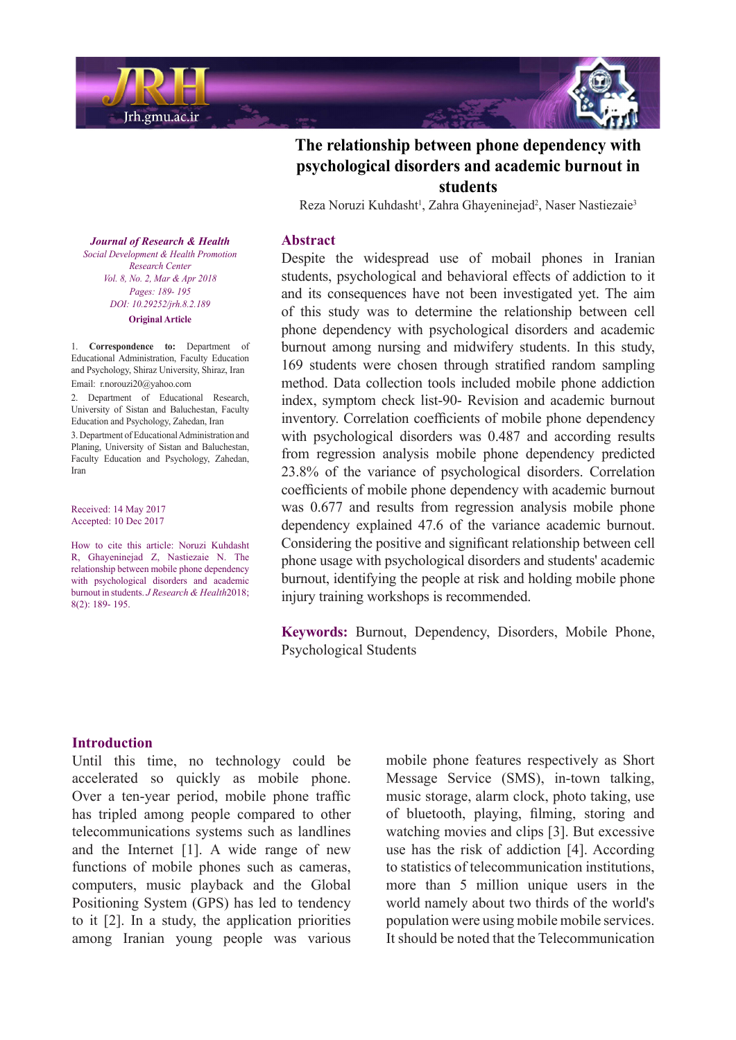# The relationship between phone dependency with psychological disorders and academic burnout in students

Reza Noruzi Kuhdasht[1], Zahra Ghayeninejad[2], Naser Nastiezaie[3]

*Journal of Research & Health*
*Social Development & Health Promotion Research Center*
*Vol. 8, No. 2, Mar & Apr 2018*
*Pages: 189- 195*
*DOI: 10.29252/jrh.8.2.189*

**Original Article**

1. **Correspondence to:** Department of Educational Administration, Faculty Education and Psychology, Shiraz University, Shiraz, Iran
Email: r.norouzi20@yahoo.com
2. Department of Educational Research, University of Sistan and Baluchestan, Faculty Education and Psychology, Zahedan, Iran
3. Department of Educational Administration and Planing, University of Sistan and Baluchestan, Faculty Education and Psychology, Zahedan, Iran

Received: 14 May 2017
Accepted: 10 Dec 2017

How to cite this article: Noruzi Kuhdasht R, Ghayeninejad Z, Nastiezaie N. The relationship between mobile phone dependency with psychological disorders and academic burnout in students. *J Research & Health*2018; 8(2): 189- 195.

## Abstract

Despite the widespread use of mobail phones in Iranian students, psychological and behavioral effects of addiction to it and its consequences have not been investigated yet. The aim of this study was to determine the relationship between cell phone dependency with psychological disorders and academic burnout among nursing and midwifery students. In this study, 169 students were chosen through stratified random sampling method. Data collection tools included mobile phone addiction index, symptom check list-90- Revision and academic burnout inventory. Correlation coefficients of mobile phone dependency with psychological disorders was 0.487 and according results from regression analysis mobile phone dependency predicted 23.8% of the variance of psychological disorders. Correlation coefficients of mobile phone dependency with academic burnout was 0.677 and results from regression analysis mobile phone dependency explained 47.6 of the variance academic burnout. Considering the positive and significant relationship between cell phone usage with psychological disorders and students' academic burnout, identifying the people at risk and holding mobile phone injury training workshops is recommended.

**Keywords:** Burnout, Dependency, Disorders, Mobile Phone, Psychological Students

## Introduction

Until this time, no technology could be accelerated so quickly as mobile phone. Over a ten-year period, mobile phone traffic has tripled among people compared to other telecommunications systems such as landlines and the Internet [1]. A wide range of new functions of mobile phones such as cameras, computers, music playback and the Global Positioning System (GPS) has led to tendency to it [2]. In a study, the application priorities among Iranian young people was various mobile phone features respectively as Short Message Service (SMS), in-town talking, music storage, alarm clock, photo taking, use of bluetooth, playing, filming, storing and watching movies and clips [3]. But excessive use has the risk of addiction [4]. According to statistics of telecommunication institutions, more than 5 million unique users in the world namely about two thirds of the world's population were using mobile mobile services. It should be noted that the Telecommunication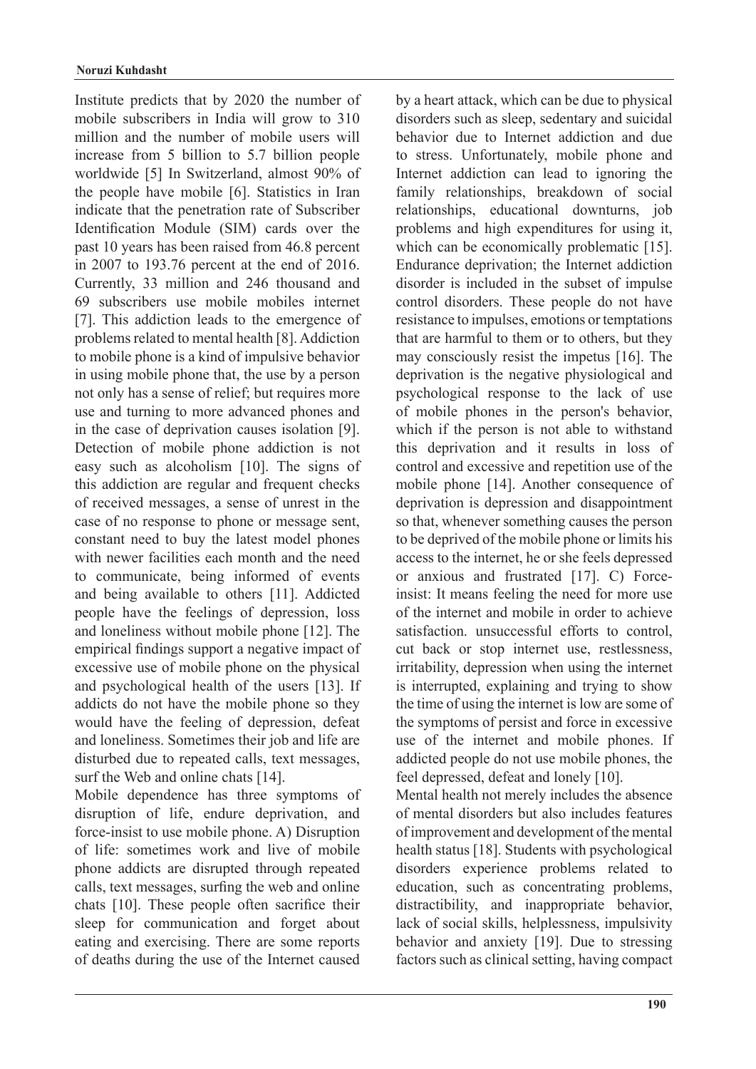Institute predicts that by 2020 the number of mobile subscribers in India will grow to 310 million and the number of mobile users will increase from 5 billion to 5.7 billion people worldwide [5] In Switzerland, almost 90% of the people have mobile [6]. Statistics in Iran indicate that the penetration rate of Subscriber Identification Module (SIM) cards over the past 10 years has been raised from 46.8 percent in 2007 to 193.76 percent at the end of 2016. Currently, 33 million and 246 thousand and 69 subscribers use mobile mobiles internet [7]. This addiction leads to the emergence of problems related to mental health [8]. Addiction to mobile phone is a kind of impulsive behavior in using mobile phone that, the use by a person not only has a sense of relief; but requires more use and turning to more advanced phones and in the case of deprivation causes isolation [9]. Detection of mobile phone addiction is not easy such as alcoholism [10]. The signs of this addiction are regular and frequent checks of received messages, a sense of unrest in the case of no response to phone or message sent, constant need to buy the latest model phones with newer facilities each month and the need to communicate, being informed of events and being available to others [11]. Addicted people have the feelings of depression, loss and loneliness without mobile phone [12]. The empirical findings support a negative impact of excessive use of mobile phone on the physical and psychological health of the users [13]. If addicts do not have the mobile phone so they would have the feeling of depression, defeat and loneliness. Sometimes their job and life are disturbed due to repeated calls, text messages, surf the Web and online chats [14].

Mobile dependence has three symptoms of disruption of life, endure deprivation, and force-insist to use mobile phone. A) Disruption of life: sometimes work and live of mobile phone addicts are disrupted through repeated calls, text messages, surfing the web and online chats [10]. These people often sacrifice their sleep for communication and forget about eating and exercising. There are some reports of deaths during the use of the Internet caused by a heart attack, which can be due to physical disorders such as sleep, sedentary and suicidal behavior due to Internet addiction and due to stress. Unfortunately, mobile phone and Internet addiction can lead to ignoring the family relationships, breakdown of social relationships, educational downturns, job problems and high expenditures for using it, which can be economically problematic [15]. Endurance deprivation; the Internet addiction disorder is included in the subset of impulse control disorders. These people do not have resistance to impulses, emotions or temptations that are harmful to them or to others, but they may consciously resist the impetus [16]. The deprivation is the negative physiological and psychological response to the lack of use of mobile phones in the person's behavior, which if the person is not able to withstand this deprivation and it results in loss of control and excessive and repetition use of the mobile phone [14]. Another consequence of deprivation is depression and disappointment so that, whenever something causes the person to be deprived of the mobile phone or limits his access to the internet, he or she feels depressed or anxious and frustrated [17]. C) Force-insist: It means feeling the need for more use of the internet and mobile in order to achieve satisfaction. unsuccessful efforts to control, cut back or stop internet use, restlessness, irritability, depression when using the internet is interrupted, explaining and trying to show the time of using the internet is low are some of the symptoms of persist and force in excessive use of the internet and mobile phones. If addicted people do not use mobile phones, the feel depressed, defeat and lonely [10].

Mental health not merely includes the absence of mental disorders but also includes features of improvement and development of the mental health status [18]. Students with psychological disorders experience problems related to education, such as concentrating problems, distractibility, and inappropriate behavior, lack of social skills, helplessness, impulsivity behavior and anxiety [19]. Due to stressing factors such as clinical setting, having compact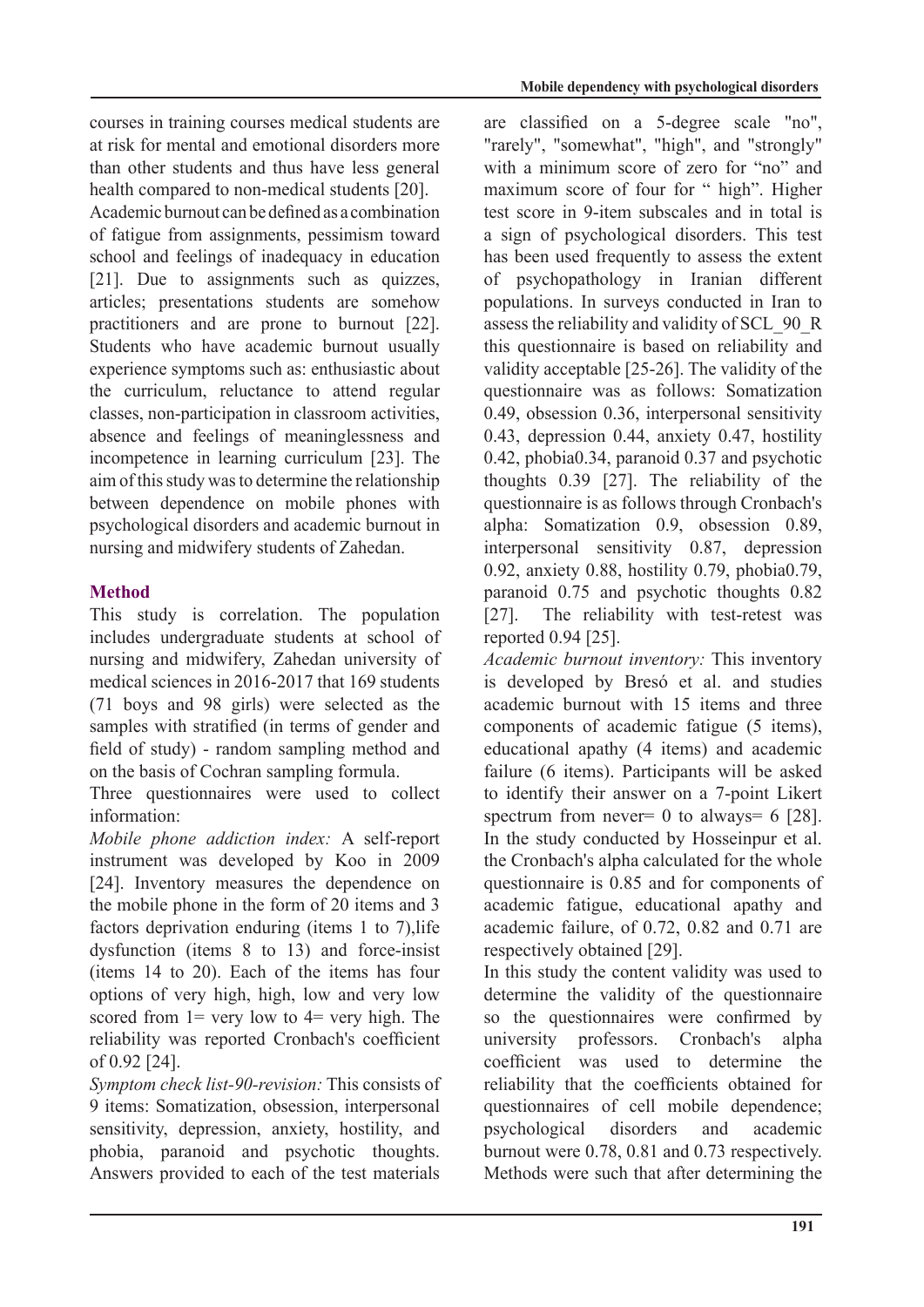courses in training courses medical students are at risk for mental and emotional disorders more than other students and thus have less general health compared to non-medical students [20].

Academic burnout can be defined as a combination of fatigue from assignments, pessimism toward school and feelings of inadequacy in education [21]. Due to assignments such as quizzes, articles; presentations students are somehow practitioners and are prone to burnout [22]. Students who have academic burnout usually experience symptoms such as: enthusiastic about the curriculum, reluctance to attend regular classes, non-participation in classroom activities, absence and feelings of meaninglessness and incompetence in learning curriculum [23]. The aim of this study was to determine the relationship between dependence on mobile phones with psychological disorders and academic burnout in nursing and midwifery students of Zahedan.

## Method

This study is correlation. The population includes undergraduate students at school of nursing and midwifery, Zahedan university of medical sciences in 2016-2017 that 169 students (71 boys and 98 girls) were selected as the samples with stratified (in terms of gender and field of study) - random sampling method and on the basis of Cochran sampling formula.

Three questionnaires were used to collect information:

*Mobile phone addiction index:* A self-report instrument was developed by Koo in 2009 [24]. Inventory measures the dependence on the mobile phone in the form of 20 items and 3 factors deprivation enduring (items 1 to 7),life dysfunction (items 8 to 13) and force-insist (items 14 to 20). Each of the items has four options of very high, high, low and very low scored from 1= very low to 4= very high. The reliability was reported Cronbach's coefficient of 0.92 [24].

*Symptom check list-90-revision:* This consists of 9 items: Somatization, obsession, interpersonal sensitivity, depression, anxiety, hostility, and phobia, paranoid and psychotic thoughts. Answers provided to each of the test materials are classified on a 5-degree scale "no", "rarely", "somewhat", "high", and "strongly" with a minimum score of zero for "no" and maximum score of four for " high". Higher test score in 9-item subscales and in total is a sign of psychological disorders. This test has been used frequently to assess the extent of psychopathology in Iranian different populations. In surveys conducted in Iran to assess the reliability and validity of SCL_90_R this questionnaire is based on reliability and validity acceptable [25-26]. The validity of the questionnaire was as follows: Somatization 0.49, obsession 0.36, interpersonal sensitivity 0.43, depression 0.44, anxiety 0.47, hostility 0.42, phobia0.34, paranoid 0.37 and psychotic thoughts 0.39 [27]. The reliability of the questionnaire is as follows through Cronbach's alpha: Somatization 0.9, obsession 0.89, interpersonal sensitivity 0.87, depression 0.92, anxiety 0.88, hostility 0.79, phobia0.79, paranoid 0.75 and psychotic thoughts 0.82 [27]. The reliability with test-retest was reported 0.94 [25].

*Academic burnout inventory:* This inventory is developed by Bresó et al. and studies academic burnout with 15 items and three components of academic fatigue (5 items), educational apathy (4 items) and academic failure (6 items). Participants will be asked to identify their answer on a 7-point Likert spectrum from never= 0 to always= 6 [28]. In the study conducted by Hosseinpur et al. the Cronbach's alpha calculated for the whole questionnaire is 0.85 and for components of academic fatigue, educational apathy and academic failure, of 0.72, 0.82 and 0.71 are respectively obtained [29].

In this study the content validity was used to determine the validity of the questionnaire so the questionnaires were confirmed by university professors. Cronbach's alpha coefficient was used to determine the reliability that the coefficients obtained for questionnaires of cell mobile dependence; psychological disorders and academic burnout were 0.78, 0.81 and 0.73 respectively. Methods were such that after determining the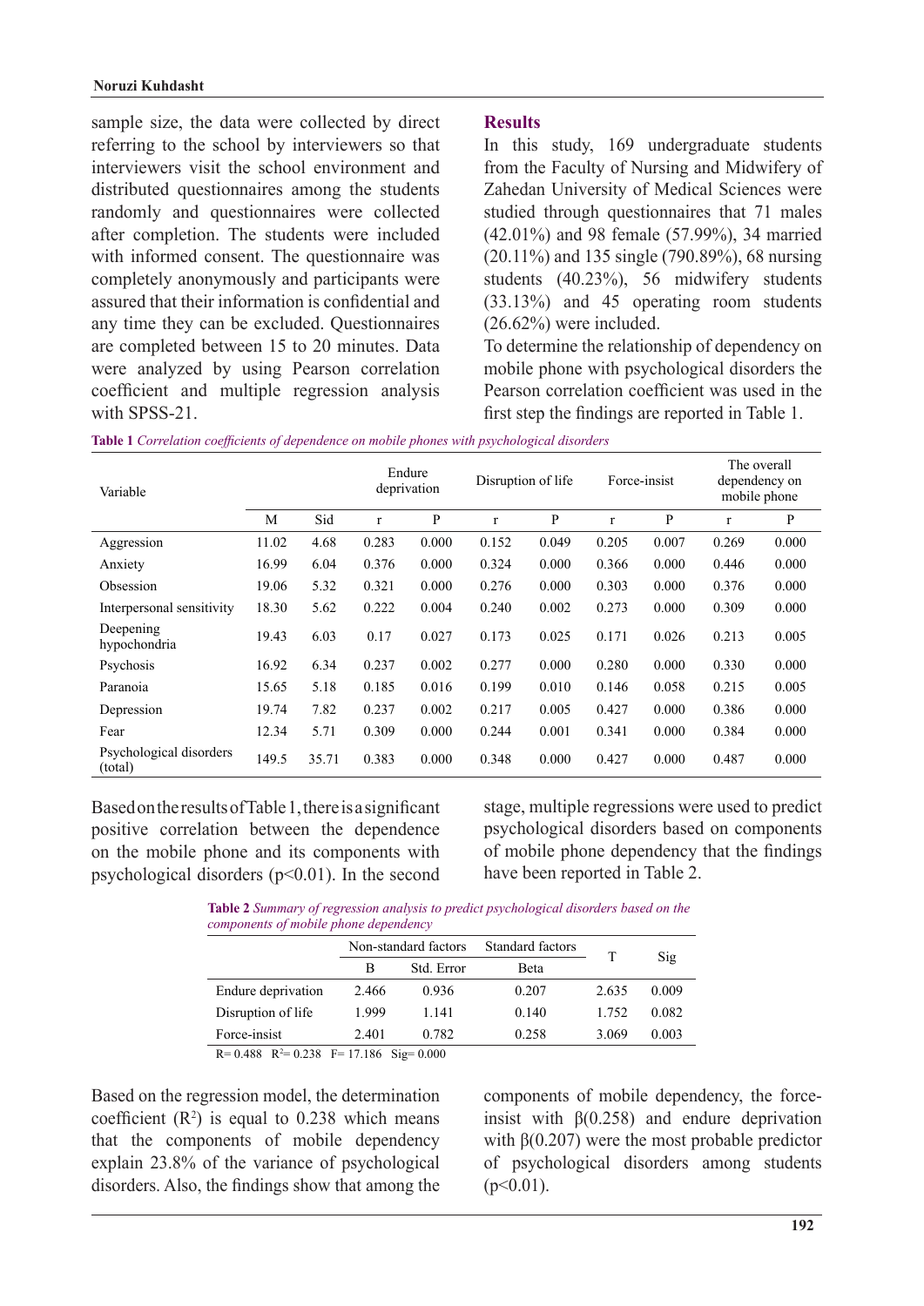sample size, the data were collected by direct referring to the school by interviewers so that interviewers visit the school environment and distributed questionnaires among the students randomly and questionnaires were collected after completion. The students were included with informed consent. The questionnaire was completely anonymously and participants were assured that their information is confidential and any time they can be excluded. Questionnaires are completed between 15 to 20 minutes. Data were analyzed by using Pearson correlation coefficient and multiple regression analysis with SPSS-21.

## Results

In this study, 169 undergraduate students from the Faculty of Nursing and Midwifery of Zahedan University of Medical Sciences were studied through questionnaires that 71 males (42.01%) and 98 female (57.99%), 34 married (20.11%) and 135 single (790.89%), 68 nursing students (40.23%), 56 midwifery students (33.13%) and 45 operating room students (26.62%) were included.

To determine the relationship of dependency on mobile phone with psychological disorders the Pearson correlation coefficient was used in the first step the findings are reported in Table 1.

**Table 1** *Correlation coefficients of dependence on mobile phones with psychological disorders*

| Variable | | | Endure deprivation | | Disruption of life | | Force-insist | | The overall dependency on mobile phone | |
|---|---|---|---|---|---|---|---|---|---|---|
| | M | Sid | r | P | r | P | r | P | r | P |
| Aggression | 11.02 | 4.68 | 0.283 | 0.000 | 0.152 | 0.049 | 0.205 | 0.007 | 0.269 | 0.000 |
| Anxiety | 16.99 | 6.04 | 0.376 | 0.000 | 0.324 | 0.000 | 0.366 | 0.000 | 0.446 | 0.000 |
| Obsession | 19.06 | 5.32 | 0.321 | 0.000 | 0.276 | 0.000 | 0.303 | 0.000 | 0.376 | 0.000 |
| Interpersonal sensitivity | 18.30 | 5.62 | 0.222 | 0.004 | 0.240 | 0.002 | 0.273 | 0.000 | 0.309 | 0.000 |
| Deepening hypochondria | 19.43 | 6.03 | 0.17 | 0.027 | 0.173 | 0.025 | 0.171 | 0.026 | 0.213 | 0.005 |
| Psychosis | 16.92 | 6.34 | 0.237 | 0.002 | 0.277 | 0.000 | 0.280 | 0.000 | 0.330 | 0.000 |
| Paranoia | 15.65 | 5.18 | 0.185 | 0.016 | 0.199 | 0.010 | 0.146 | 0.058 | 0.215 | 0.005 |
| Depression | 19.74 | 7.82 | 0.237 | 0.002 | 0.217 | 0.005 | 0.427 | 0.000 | 0.386 | 0.000 |
| Fear | 12.34 | 5.71 | 0.309 | 0.000 | 0.244 | 0.001 | 0.341 | 0.000 | 0.384 | 0.000 |
| Psychological disorders (total) | 149.5 | 35.71 | 0.383 | 0.000 | 0.348 | 0.000 | 0.427 | 0.000 | 0.487 | 0.000 |

Based on the results of Table 1, there is a significant positive correlation between the dependence on the mobile phone and its components with psychological disorders ($p<0.01$). In the second stage, multiple regressions were used to predict psychological disorders based on components of mobile phone dependency that the findings have been reported in Table 2.

**Table 2** *Summary of regression analysis to predict psychological disorders based on the components of mobile phone dependency*

| | Non-standard factors | | Standard factors | T | Sig |
|---|---|---|---|---|---|
| | B | Std. Error | Beta | | |
| Endure deprivation | 2.466 | 0.936 | 0.207 | 2.635 | 0.009 |
| Disruption of life | 1.999 | 1.141 | 0.140 | 1.752 | 0.082 |
| Force-insist | 2.401 | 0.782 | 0.258 | 3.069 | 0.003 |

R= 0.488 $R^2$= 0.238 F= 17.186 Sig= 0.000

Based on the regression model, the determination coefficient ($R^2$) is equal to 0.238 which means that the components of mobile dependency explain 23.8% of the variance of psychological disorders. Also, the findings show that among the components of mobile dependency, the force-insist with $\beta(0.258)$ and endure deprivation with $\beta(0.207)$ were the most probable predictor of psychological disorders among students ($p<0.01$).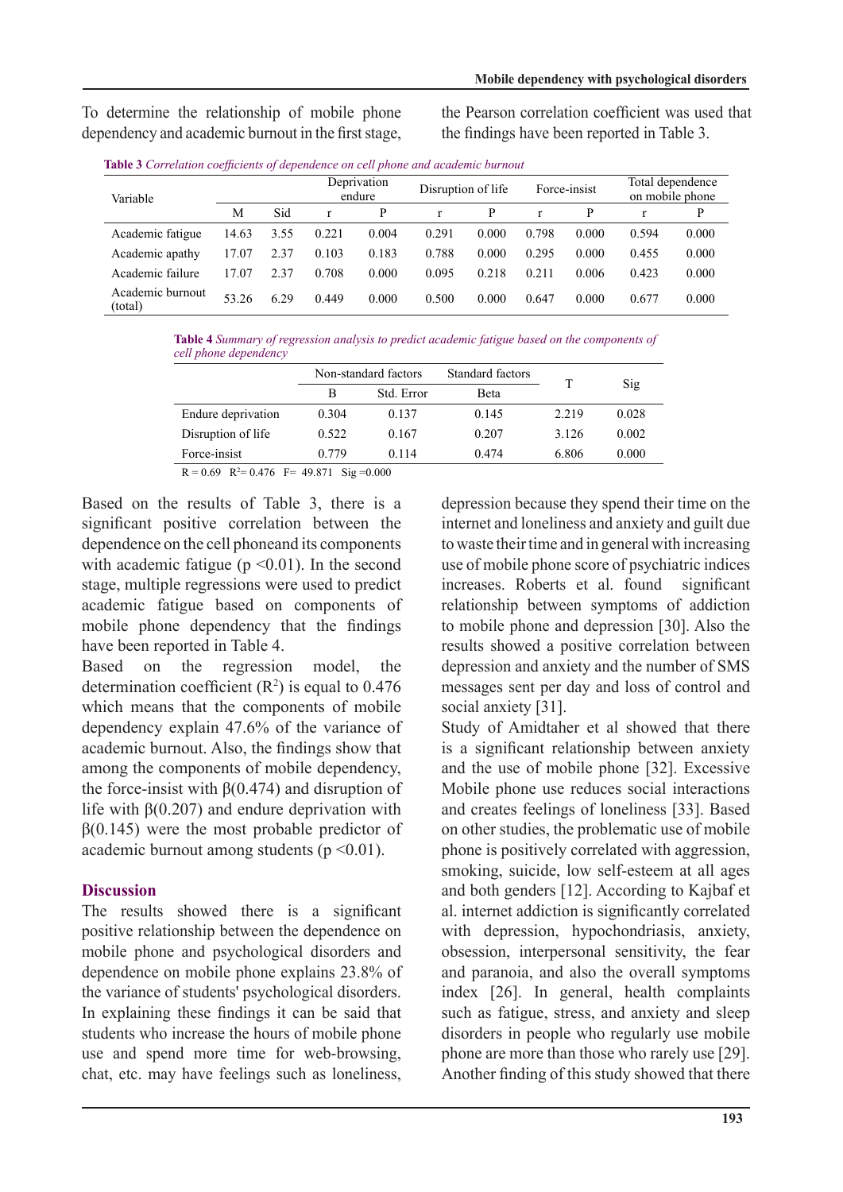To determine the relationship of mobile phone dependency and academic burnout in the first stage, the Pearson correlation coefficient was used that the findings have been reported in Table 3.

**Table 3** *Correlation coefficients of dependence on cell phone and academic burnout*

| Variable | | | Deprivation endure | | Disruption of life | | Force-insist | | Total dependence on mobile phone | |
|---|---|---|---|---|---|---|---|---|---|---|
| | M | Sid | r | P | r | P | r | P | r | P |
| Academic fatigue | 14.63 | 3.55 | 0.221 | 0.004 | 0.291 | 0.000 | 0.798 | 0.000 | 0.594 | 0.000 |
| Academic apathy | 17.07 | 2.37 | 0.103 | 0.183 | 0.788 | 0.000 | 0.295 | 0.000 | 0.455 | 0.000 |
| Academic failure | 17.07 | 2.37 | 0.708 | 0.000 | 0.095 | 0.218 | 0.211 | 0.006 | 0.423 | 0.000 |
| Academic burnout (total) | 53.26 | 6.29 | 0.449 | 0.000 | 0.500 | 0.000 | 0.647 | 0.000 | 0.677 | 0.000 |

**Table 4** *Summary of regression analysis to predict academic fatigue based on the components of cell phone dependency*

| | Non-standard factors | | Standard factors | T | Sig |
|---|---|---|---|---|---|
| | B | Std. Error | Beta | | |
| Endure deprivation | 0.304 | 0.137 | 0.145 | 2.219 | 0.028 |
| Disruption of life | 0.522 | 0.167 | 0.207 | 3.126 | 0.002 |
| Force-insist | 0.779 | 0.114 | 0.474 | 6.806 | 0.000 |

R = 0.69 $R^2$= 0.476 F= 49.871 Sig =0.000

Based on the results of Table 3, there is a significant positive correlation between the dependence on the cell phoneand its components with academic fatigue ($p < 0.01$). In the second stage, multiple regressions were used to predict academic fatigue based on components of mobile phone dependency that the findings have been reported in Table 4.

Based on the regression model, the determination coefficient ($R^2$) is equal to 0.476 which means that the components of mobile dependency explain 47.6% of the variance of academic burnout. Also, the findings show that among the components of mobile dependency, the force-insist with β(0.474) and disruption of life with β(0.207) and endure deprivation with β(0.145) were the most probable predictor of academic burnout among students ($p < 0.01$).

## Discussion

The results showed there is a significant positive relationship between the dependence on mobile phone and psychological disorders and dependence on mobile phone explains 23.8% of the variance of students' psychological disorders. In explaining these findings it can be said that students who increase the hours of mobile phone use and spend more time for web-browsing, chat, etc. may have feelings such as loneliness, depression because they spend their time on the internet and loneliness and anxiety and guilt due to waste their time and in general with increasing use of mobile phone score of psychiatric indices increases. Roberts et al. found significant relationship between symptoms of addiction to mobile phone and depression [30]. Also the results showed a positive correlation between depression and anxiety and the number of SMS messages sent per day and loss of control and social anxiety [31].

Study of Amidtaher et al showed that there is a significant relationship between anxiety and the use of mobile phone [32]. Excessive Mobile phone use reduces social interactions and creates feelings of loneliness [33]. Based on other studies, the problematic use of mobile phone is positively correlated with aggression, smoking, suicide, low self-esteem at all ages and both genders [12]. According to Kajbaf et al. internet addiction is significantly correlated with depression, hypochondriasis, anxiety, obsession, interpersonal sensitivity, the fear and paranoia, and also the overall symptoms index [26]. In general, health complaints such as fatigue, stress, and anxiety and sleep disorders in people who regularly use mobile phone are more than those who rarely use [29]. Another finding of this study showed that there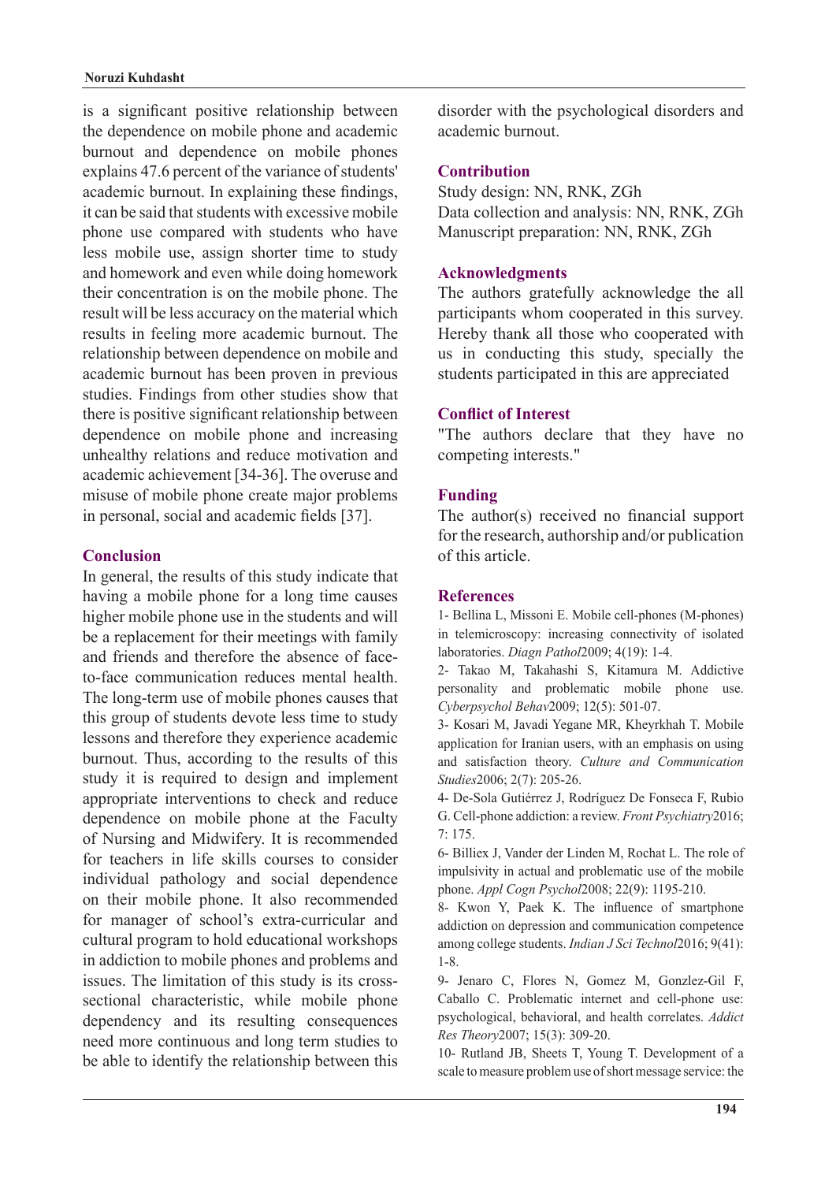is a significant positive relationship between the dependence on mobile phone and academic burnout and dependence on mobile phones explains 47.6 percent of the variance of students' academic burnout. In explaining these findings, it can be said that students with excessive mobile phone use compared with students who have less mobile use, assign shorter time to study and homework and even while doing homework their concentration is on the mobile phone. The result will be less accuracy on the material which results in feeling more academic burnout. The relationship between dependence on mobile and academic burnout has been proven in previous studies. Findings from other studies show that there is positive significant relationship between dependence on mobile phone and increasing unhealthy relations and reduce motivation and academic achievement [34-36]. The overuse and misuse of mobile phone create major problems in personal, social and academic fields [37].

## Conclusion

In general, the results of this study indicate that having a mobile phone for a long time causes higher mobile phone use in the students and will be a replacement for their meetings with family and friends and therefore the absence of face-to-face communication reduces mental health. The long-term use of mobile phones causes that this group of students devote less time to study lessons and therefore they experience academic burnout. Thus, according to the results of this study it is required to design and implement appropriate interventions to check and reduce dependence on mobile phone at the Faculty of Nursing and Midwifery. It is recommended for teachers in life skills courses to consider individual pathology and social dependence on their mobile phone. It also recommended for manager of school's extra-curricular and cultural program to hold educational workshops in addiction to mobile phones and problems and issues. The limitation of this study is its cross-sectional characteristic, while mobile phone dependency and its resulting consequences need more continuous and long term studies to be able to identify the relationship between this disorder with the psychological disorders and academic burnout.

## Contribution

Study design: NN, RNK, ZGh
Data collection and analysis: NN, RNK, ZGh
Manuscript preparation: NN, RNK, ZGh

## Acknowledgments

The authors gratefully acknowledge the all participants whom cooperated in this survey. Hereby thank all those who cooperated with us in conducting this study, specially the students participated in this are appreciated

## Conflict of Interest

"The authors declare that they have no competing interests."

## Funding

The author(s) received no financial support for the research, authorship and/or publication of this article.

## References

1- Bellina L, Missoni E. Mobile cell-phones (M-phones) in telemicroscopy: increasing connectivity of isolated laboratories. *Diagn Pathol*2009; 4(19): 1-4.

2- Takao M, Takahashi S, Kitamura M. Addictive personality and problematic mobile phone use. *Cyberpsychol Behav*2009; 12(5): 501-07.

3- Kosari M, Javadi Yegane MR, Kheyrkhah T. Mobile application for Iranian users, with an emphasis on using and satisfaction theory. *Culture and Communication Studies*2006; 2(7): 205-26.

4- De-Sola Gutiérrez J, Rodríguez De Fonseca F, Rubio G. Cell-phone addiction: a review. *Front Psychiatry*2016; 7: 175.

6- Billiex J, Vander der Linden M, Rochat L. The role of impulsivity in actual and problematic use of the mobile phone. *Appl Cogn Psychol*2008; 22(9): 1195-210.

8- Kwon Y, Paek K. The influence of smartphone addiction on depression and communication competence among college students. *Indian J Sci Technol*2016; 9(41): 1-8.

9- Jenaro C, Flores N, Gomez M, Gonzlez-Gil F, Caballo C. Problematic internet and cell-phone use: psychological, behavioral, and health correlates. *Addict Res Theory*2007; 15(3): 309-20.

10- Rutland JB, Sheets T, Young T. Development of a scale to measure problem use of short message service: the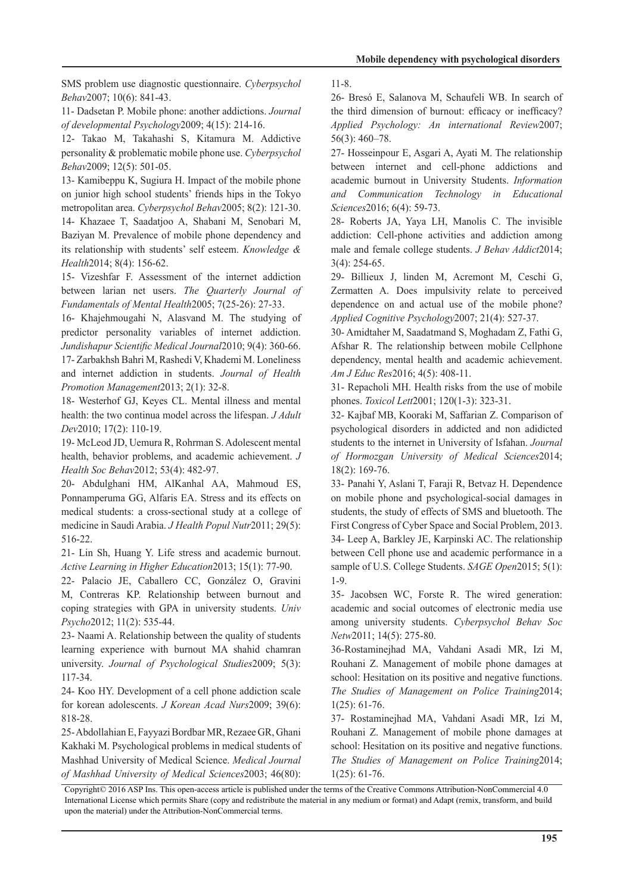SMS problem use diagnostic questionnaire. *Cyberpsychol Behav*2007; 10(6): 841-43.

11- Dadsetan P. Mobile phone: another addictions. *Journal of developmental Psychology*2009; 4(15): 214-16.

12- Takao M, Takahashi S, Kitamura M. Addictive personality & problematic mobile phone use. *Cyberpsychol Behav*2009; 12(5): 501-05.

13- Kamibeppu K, Sugiura H. Impact of the mobile phone on junior high school students' friends hips in the Tokyo metropolitan area. *Cyberpsychol Behav*2005; 8(2): 121-30.

14- Khazaee T, Saadatjoo A, Shabani M, Senobari M, Baziyan M. Prevalence of mobile phone dependency and its relationship with students' self esteem. *Knowledge & Health*2014; 8(4): 156-62.

15- Vizeshfar F. Assessment of the internet addiction between larian net users. *The Quarterly Journal of Fundamentals of Mental Health*2005; 7(25-26): 27-33.

16- Khajehmougahi N, Alasvand M. The studying of predictor personality variables of internet addiction. *Jundishapur Scientific Medical Journal*2010; 9(4): 360-66.

17- Zarbakhsh Bahri M, Rashedi V, Khademi M. Loneliness and internet addiction in students. *Journal of Health Promotion Management*2013; 2(1): 32-8.

18- Westerhof GJ, Keyes CL. Mental illness and mental health: the two continua model across the lifespan. *J Adult Dev*2010; 17(2): 110-19.

19- McLeod JD, Uemura R, Rohrman S. Adolescent mental health, behavior problems, and academic achievement. *J Health Soc Behav*2012; 53(4): 482-97.

20- Abdulghani HM, AlKanhal AA, Mahmoud ES, Ponnamperuma GG, Alfaris EA. Stress and its effects on medical students: a cross-sectional study at a college of medicine in Saudi Arabia. *J Health Popul Nutr*2011; 29(5): 516-22.

21- Lin Sh, Huang Y. Life stress and academic burnout. *Active Learning in Higher Education*2013; 15(1): 77-90.

22- Palacio JE, Caballero CC, González O, Gravini M, Contreras KP. Relationship between burnout and coping strategies with GPA in university students. *Univ Psycho*2012; 11(2): 535-44.

23- Naami A. Relationship between the quality of students learning experience with burnout MA shahid chamran university. *Journal of Psychological Studies*2009; 5(3): 117-34.

24- Koo HY. Development of a cell phone addiction scale for korean adolescents. *J Korean Acad Nurs*2009; 39(6): 818-28.

25- Abdollahian E, Fayyazi Bordbar MR, Rezaee GR, Ghani Kakhaki M. Psychological problems in medical students of Mashhad University of Medical Science. *Medical Journal of Mashhad University of Medical Sciences*2003; 46(80): 11-8.

26- Bresó E, Salanova M, Schaufeli WB. In search of the third dimension of burnout: efficacy or inefficacy? *Applied Psychology: An international Review*2007; 56(3): 460–78.

27- Hosseinpour E, Asgari A, Ayati M. The relationship between internet and cell-phone addictions and academic burnout in University Students. *Information and Communication Technology in Educational Sciences*2016; 6(4): 59-73.

28- Roberts JA, Yaya LH, Manolis C. The invisible addiction: Cell-phone activities and addiction among male and female college students. *J Behav Addict*2014; 3(4): 254-65.

29- Billieux J, linden M, Acremont M, Ceschi G, Zermatten A. Does impulsivity relate to perceived dependence on and actual use of the mobile phone? *Applied Cognitive Psychology*2007; 21(4): 527-37.

30- Amidtaher M, Saadatmand S, Moghadam Z, Fathi G, Afshar R. The relationship between mobile Cellphone dependency, mental health and academic achievement. *Am J Educ Res*2016; 4(5): 408-11.

31- Repacholi MH. Health risks from the use of mobile phones. *Toxicol Lett*2001; 120(1-3): 323-31.

32- Kajbaf MB, Kooraki M, Saffarian Z. Comparison of psychological disorders in addicted and non adidicted students to the internet in University of Isfahan. *Journal of Hormozgan University of Medical Sciences*2014; 18(2): 169-76.

33- Panahi Y, Aslani T, Faraji R, Betvaz H. Dependence on mobile phone and psychological-social damages in students, the study of effects of SMS and bluetooth. The First Congress of Cyber Space and Social Problem, 2013.

34- Leep A, Barkley JE, Karpinski AC. The relationship between Cell phone use and academic performance in a sample of U.S. College Students. *SAGE Open*2015; 5(1): 1-9.

35- Jacobsen WC, Forste R. The wired generation: academic and social outcomes of electronic media use among university students. *Cyberpsychol Behav Soc Netw*2011; 14(5): 275-80.

36-Rostaminejhad MA, Vahdani Asadi MR, Izi M, Rouhani Z. Management of mobile phone damages at school: Hesitation on its positive and negative functions. *The Studies of Management on Police Training*2014; 1(25): 61-76.

37- Rostaminejhad MA, Vahdani Asadi MR, Izi M, Rouhani Z. Management of mobile phone damages at school: Hesitation on its positive and negative functions. *The Studies of Management on Police Training*2014; 1(25): 61-76.

Copyright© 2016 ASP Ins. This open-access article is published under the terms of the Creative Commons Attribution-NonCommercial 4.0 International License which permits Share (copy and redistribute the material in any medium or format) and Adapt (remix, transform, and build upon the material) under the Attribution-NonCommercial terms.